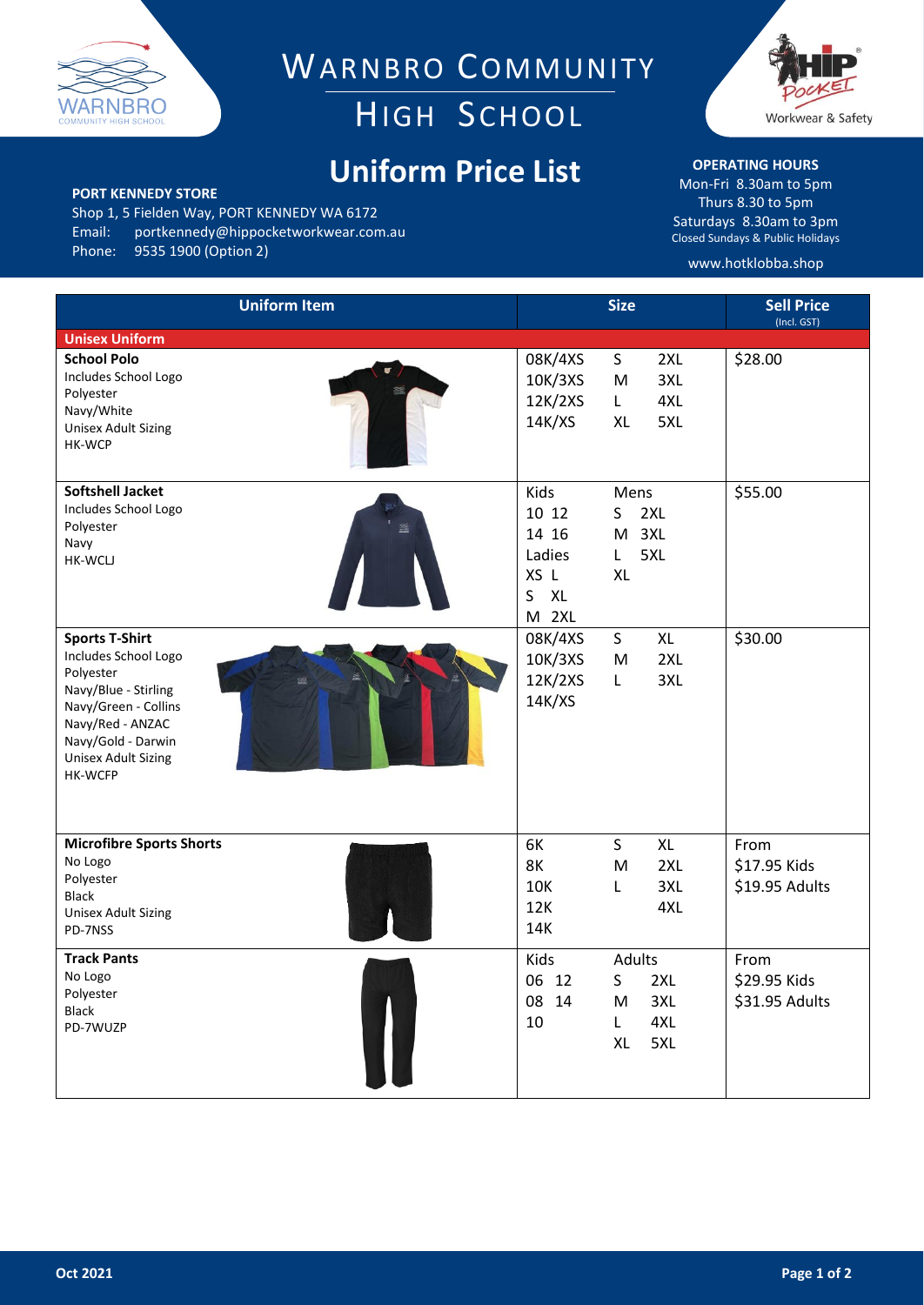# Warnbro Community High School

# Uniform Price List

**PORT KENNEDY STORE**
Shop 1, 5 Fielden Way, PORT KENNEDY WA 6172
Email: portkennedy@hippocketworkwear.com.au
Phone: 9535 1900 (Option 2)

**OPERATING HOURS**
Mon-Fri 8.30am to 5pm
Thurs 8.30 to 5pm
Saturdays 8.30am to 3pm
Closed Sundays & Public Holidays

www.hotklobba.shop

| Uniform Item | Size | Sell Price (Incl. GST) |
|---|---|---|
| **Unisex Uniform** | | |
| **School Polo**<br>Includes School Logo<br>Polyester<br>Navy/White<br>Unisex Adult Sizing<br>HK-WCP | 08K/4XS, 10K/3XS, 12K/2XS, 14K/XS, S, M, L, XL, 2XL, 3XL, 4XL, 5XL | $28.00 |
| **Softshell Jacket**<br>Includes School Logo<br>Polyester<br>Navy<br>HK-WCLJ | Kids: 10, 12, 14, 16<br>Ladies: XS, S, M, L, XL, 2XL<br>Mens: S, M, L, XL, 2XL, 3XL, 5XL | $55.00 |
| **Sports T-Shirt**<br>Includes School Logo<br>Polyester<br>Navy/Blue - Stirling<br>Navy/Green - Collins<br>Navy/Red - ANZAC<br>Navy/Gold - Darwin<br>Unisex Adult Sizing<br>HK-WCFP | 08K/4XS, 10K/3XS, 12K/2XS, 14K/XS, S, M, L, XL, 2XL, 3XL | $30.00 |
| **Microfibre Sports Shorts**<br>No Logo<br>Polyester<br>Black<br>Unisex Adult Sizing<br>PD-7NSS | 6K, 8K, 10K, 12K, 14K, S, M, L, XL, 2XL, 3XL, 4XL | From<br>$17.95 Kids<br>$19.95 Adults |
| **Track Pants**<br>No Logo<br>Polyester<br>Black<br>PD-7WUZP | Kids: 06, 08, 10, 12, 14<br>Adults: S, M, L, XL, 2XL, 3XL, 4XL, 5XL | From<br>$29.95 Kids<br>$31.95 Adults |

Oct 2021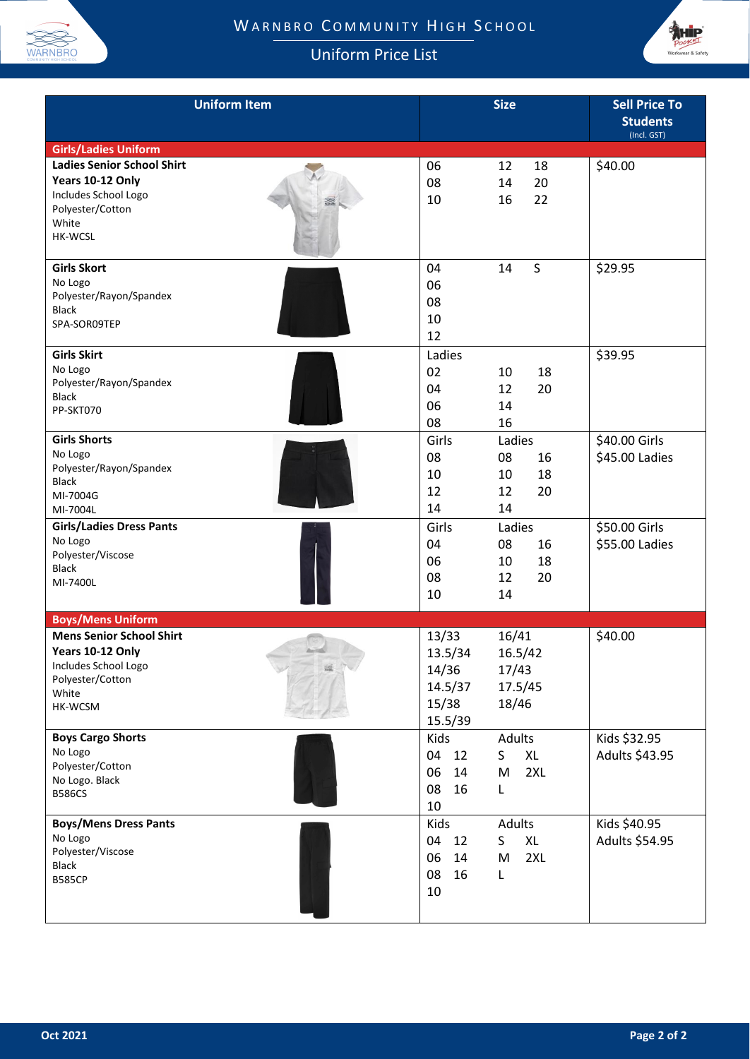# Warnbro Community High School

## Uniform Price List

| Uniform Item | Size | Sell Price To Students (Incl. GST) |
|---|---|---|
| **Girls/Ladies Uniform** | | |
| **Ladies Senior School Shirt**<br>**Years 10-12 Only**<br>Includes School Logo<br>Polyester/Cotton<br>White<br>HK-WCSL | 06, 08, 10, 12, 14, 16, 18, 20, 22 | $40.00 |
| **Girls Skort**<br>No Logo<br>Polyester/Rayon/Spandex<br>Black<br>SPA-SOR09TEP | 04, 06, 08, 10, 12, 14, S | $29.95 |
| **Girls Skirt**<br>No Logo<br>Polyester/Rayon/Spandex<br>Black<br>PP-SKT070 | Ladies<br>02, 04, 06, 08, 10, 12, 14, 16, 18, 20 | $39.95 |
| **Girls Shorts**<br>No Logo<br>Polyester/Rayon/Spandex<br>Black<br>MI-7004G<br>MI-7004L | Girls: 08, 10, 12, 14<br>Ladies: 08, 10, 12, 14, 16, 18, 20 | $40.00 Girls<br>$45.00 Ladies |
| **Girls/Ladies Dress Pants**<br>No Logo<br>Polyester/Viscose<br>Black<br>MI-7400L | Girls: 04, 06, 08, 10<br>Ladies: 08, 10, 12, 14, 16, 18, 20 | $50.00 Girls<br>$55.00 Ladies |
| **Boys/Mens Uniform** | | |
| **Mens Senior School Shirt**<br>**Years 10-12 Only**<br>Includes School Logo<br>Polyester/Cotton<br>White<br>HK-WCSM | 13/33, 13.5/34, 14/36, 14.5/37, 15/38, 15.5/39, 16/41, 16.5/42, 17/43, 17.5/45, 18/46 | $40.00 |
| **Boys Cargo Shorts**<br>No Logo<br>Polyester/Cotton<br>No Logo. Black<br>B586CS | Kids: 04, 06, 08, 10, 12, 14, 16<br>Adults: S, M, L, XL, 2XL | Kids $32.95<br>Adults $43.95 |
| **Boys/Mens Dress Pants**<br>No Logo<br>Polyester/Viscose<br>Black<br>B585CP | Kids: 04, 06, 08, 10, 12, 14, 16<br>Adults: S, M, L, XL, 2XL | Kids $40.95<br>Adults $54.95 |

Oct 2021